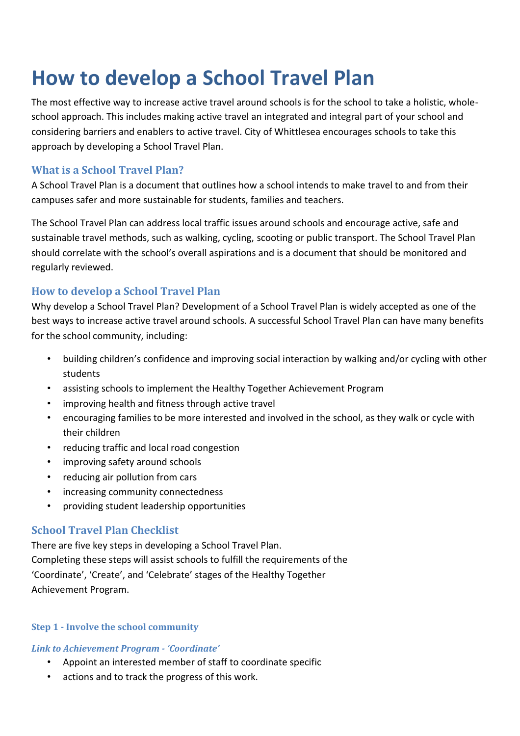# How to develop a School Travel Plan

The most effective way to increase active travel around schools is for the school to take a holistic, whole-school approach. This includes making active travel an integrated and integral part of your school and considering barriers and enablers to active travel. City of Whittlesea encourages schools to take this approach by developing a School Travel Plan.

## What is a School Travel Plan?

A School Travel Plan is a document that outlines how a school intends to make travel to and from their campuses safer and more sustainable for students, families and teachers.

The School Travel Plan can address local traffic issues around schools and encourage active, safe and sustainable travel methods, such as walking, cycling, scooting or public transport. The School Travel Plan should correlate with the school's overall aspirations and is a document that should be monitored and regularly reviewed.

## How to develop a School Travel Plan

Why develop a School Travel Plan? Development of a School Travel Plan is widely accepted as one of the best ways to increase active travel around schools. A successful School Travel Plan can have many benefits for the school community, including:

- building children's confidence and improving social interaction by walking and/or cycling with other students
- assisting schools to implement the Healthy Together Achievement Program
- improving health and fitness through active travel
- encouraging families to be more interested and involved in the school, as they walk or cycle with their children
- reducing traffic and local road congestion
- improving safety around schools
- reducing air pollution from cars
- increasing community connectedness
- providing student leadership opportunities

## School Travel Plan Checklist

There are five key steps in developing a School Travel Plan.
Completing these steps will assist schools to fulfill the requirements of the 'Coordinate', 'Create', and 'Celebrate' stages of the Healthy Together Achievement Program.

### Step 1 - Involve the school community

*Link to Achievement Program - 'Coordinate'*

- Appoint an interested member of staff to coordinate specific
- actions and to track the progress of this work.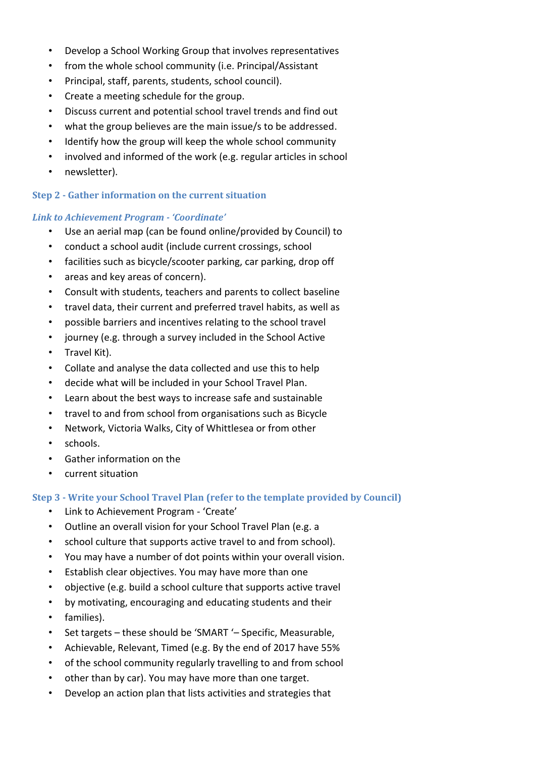- Develop a School Working Group that involves representatives
- from the whole school community (i.e. Principal/Assistant
- Principal, staff, parents, students, school council).
- Create a meeting schedule for the group.
- Discuss current and potential school travel trends and find out
- what the group believes are the main issue/s to be addressed.
- Identify how the group will keep the whole school community
- involved and informed of the work (e.g. regular articles in school
- newsletter).

### Step 2 - Gather information on the current situation

***Link to Achievement Program - 'Coordinate'***

- Use an aerial map (can be found online/provided by Council) to
- conduct a school audit (include current crossings, school
- facilities such as bicycle/scooter parking, car parking, drop off
- areas and key areas of concern).
- Consult with students, teachers and parents to collect baseline
- travel data, their current and preferred travel habits, as well as
- possible barriers and incentives relating to the school travel
- journey (e.g. through a survey included in the School Active
- Travel Kit).
- Collate and analyse the data collected and use this to help
- decide what will be included in your School Travel Plan.
- Learn about the best ways to increase safe and sustainable
- travel to and from school from organisations such as Bicycle
- Network, Victoria Walks, City of Whittlesea or from other
- schools.
- Gather information on the
- current situation

### Step 3 - Write your School Travel Plan (refer to the template provided by Council)

- Link to Achievement Program - 'Create'
- Outline an overall vision for your School Travel Plan (e.g. a
- school culture that supports active travel to and from school).
- You may have a number of dot points within your overall vision.
- Establish clear objectives. You may have more than one
- objective (e.g. build a school culture that supports active travel
- by motivating, encouraging and educating students and their
- families).
- Set targets – these should be 'SMART '– Specific, Measurable,
- Achievable, Relevant, Timed (e.g. By the end of 2017 have 55%
- of the school community regularly travelling to and from school
- other than by car). You may have more than one target.
- Develop an action plan that lists activities and strategies that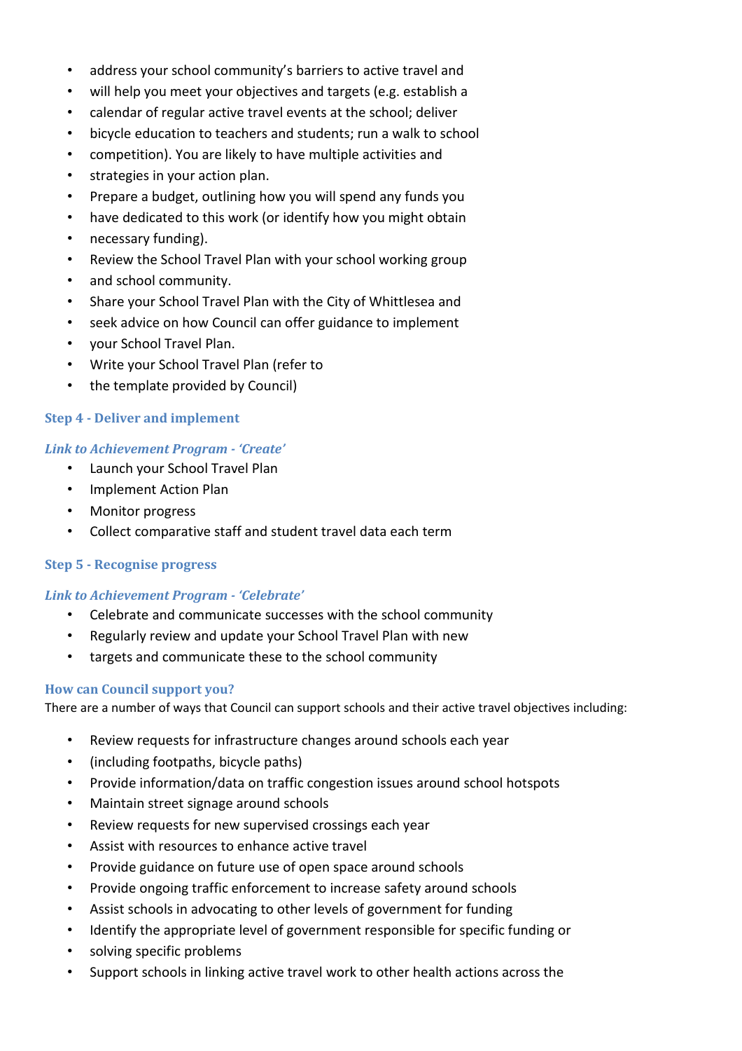- address your school community's barriers to active travel and
- will help you meet your objectives and targets (e.g. establish a
- calendar of regular active travel events at the school; deliver
- bicycle education to teachers and students; run a walk to school
- competition). You are likely to have multiple activities and
- strategies in your action plan.
- Prepare a budget, outlining how you will spend any funds you
- have dedicated to this work (or identify how you might obtain
- necessary funding).
- Review the School Travel Plan with your school working group
- and school community.
- Share your School Travel Plan with the City of Whittlesea and
- seek advice on how Council can offer guidance to implement
- your School Travel Plan.
- Write your School Travel Plan (refer to
- the template provided by Council)

### Step 4 - Deliver and implement

*Link to Achievement Program - 'Create'*

- Launch your School Travel Plan
- Implement Action Plan
- Monitor progress
- Collect comparative staff and student travel data each term

### Step 5 - Recognise progress

*Link to Achievement Program - 'Celebrate'*

- Celebrate and communicate successes with the school community
- Regularly review and update your School Travel Plan with new
- targets and communicate these to the school community

### How can Council support you?

There are a number of ways that Council can support schools and their active travel objectives including:

- Review requests for infrastructure changes around schools each year
- (including footpaths, bicycle paths)
- Provide information/data on traffic congestion issues around school hotspots
- Maintain street signage around schools
- Review requests for new supervised crossings each year
- Assist with resources to enhance active travel
- Provide guidance on future use of open space around schools
- Provide ongoing traffic enforcement to increase safety around schools
- Assist schools in advocating to other levels of government for funding
- Identify the appropriate level of government responsible for specific funding or
- solving specific problems
- Support schools in linking active travel work to other health actions across the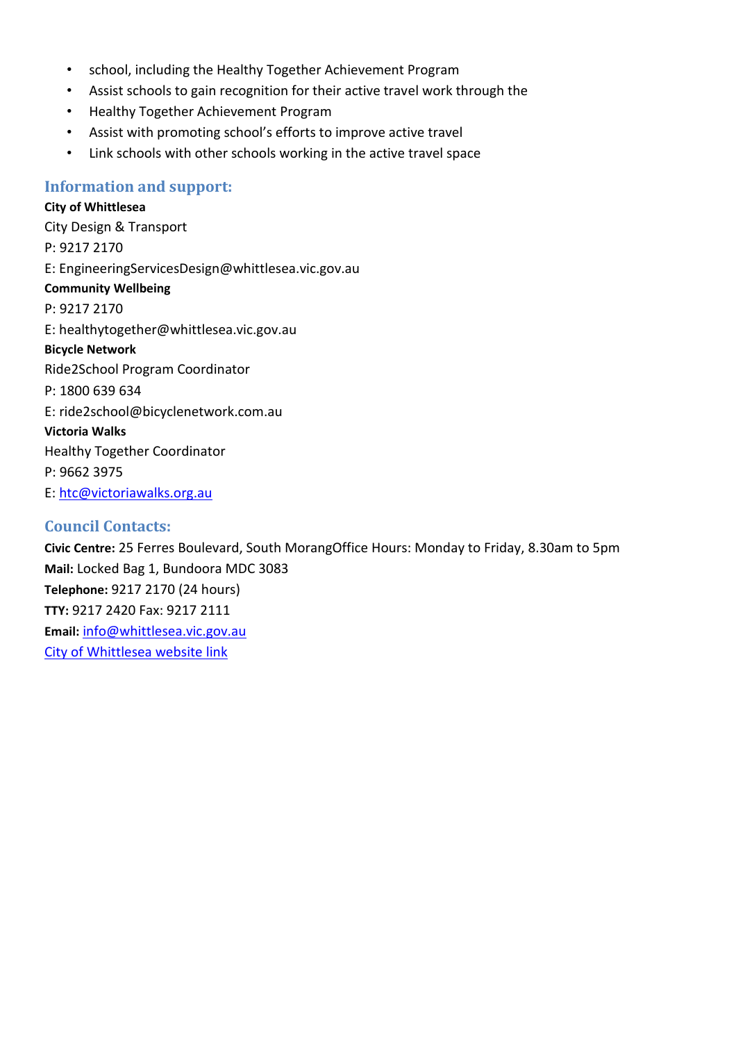- school, including the Healthy Together Achievement Program
- Assist schools to gain recognition for their active travel work through the
- Healthy Together Achievement Program
- Assist with promoting school's efforts to improve active travel
- Link schools with other schools working in the active travel space

## Information and support:

**City of Whittlesea**
City Design & Transport
P: 9217 2170
E: EngineeringServicesDesign@whittlesea.vic.gov.au
**Community Wellbeing**
P: 9217 2170
E: healthytogether@whittlesea.vic.gov.au
**Bicycle Network**
Ride2School Program Coordinator
P: 1800 639 634
E: ride2school@bicyclenetwork.com.au
**Victoria Walks**
Healthy Together Coordinator
P: 9662 3975
E: htc@victoriawalks.org.au

## Council Contacts:

**Civic Centre:** 25 Ferres Boulevard, South MorangOffice Hours: Monday to Friday, 8.30am to 5pm
**Mail:** Locked Bag 1, Bundoora MDC 3083
**Telephone:** 9217 2170 (24 hours)
**TTY:** 9217 2420 Fax: 9217 2111
**Email:** info@whittlesea.vic.gov.au
City of Whittlesea website link